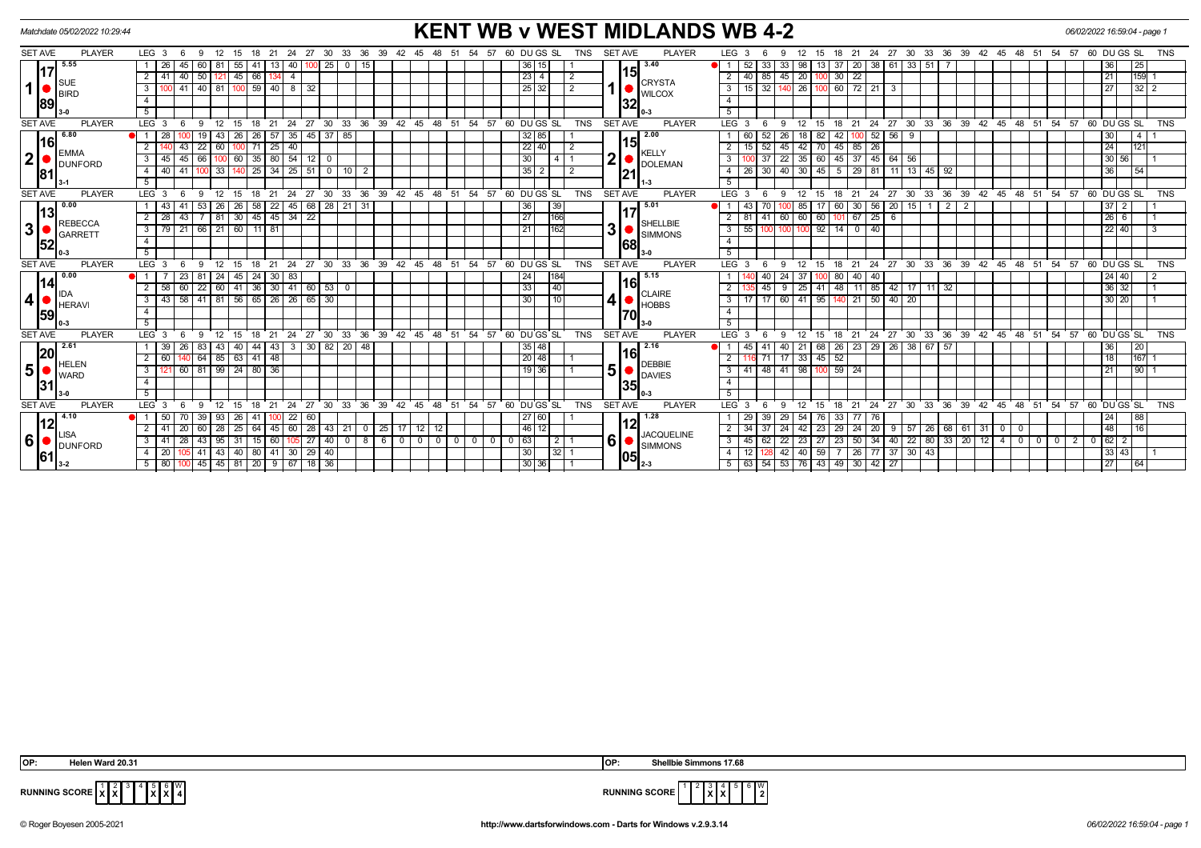Matchdate 05/02/2022 10:29:44

# KENT WB v WEST MIDLANDS WB 4-2

06/02/2022 16:59:04 - page 1

| SET | PLAYER | LEG | Scores (3 darts) | DU | GS | SL | TNS | SET | PLAYER | LEG | Scores (3 darts) | DU | GS | SL | TNS |
|---|---|---|---|---|---|---|---|---|---|---|---|---|---|---|---|
| 1 | SUE BIRD (Avg 17.89, 5.55) 3-0 | 1 | 26 45 60 81 55 41 13 40 100 25 0 15 | 36 | 15 | | 1 | 1 | CRYSTA WILCOX (Avg 15.32, 3.40) 0-3 | 1 | 52 33 33 98 13 37 20 38 61 33 51 7 | 36 | | 25 | |
| | | 2 | 41 40 50 121 45 66 134 4 | 23 | 4 | | 2 | | | 2 | 40 85 45 20 100 30 22 | 21 | | 159 | 1 |
| | | 3 | 100 41 40 81 100 59 40 8 32 | 25 | 32 | | 2 | | | 3 | 15 32 140 26 100 60 72 21 3 | 27 | | 32 | 2 |
| 2 | EMMA DUNFORD (Avg 16.81, 6.80) 3-1 | 1 | 28 100 19 43 26 26 57 35 45 37 85 | 32 | 85 | | 1 | 2 | KELLY DOLEMAN (Avg 15.21, 2.00) 1-3 | 1 | 60 52 26 18 82 42 100 52 56 9 | 30 | | 4 | 1 |
| | | 2 | 140 43 22 60 100 71 25 40 | 22 | 40 | | 2 | | | 2 | 15 52 45 42 70 45 85 26 | 24 | | 121 | |
| | | 3 | 45 45 66 100 60 35 80 54 12 0 | 30 | | 4 | 1 | | | 3 | 100 37 22 35 60 45 37 45 64 56 | 30 | 56 | | 1 |
| | | 4 | 40 41 100 33 140 25 34 25 51 0 10 2 | 35 | 2 | | 2 | | | 4 | 26 30 40 30 45 5 29 81 11 13 45 92 | 36 | | 54 | |
| 3 | REBECCA GARRETT (Avg 13.52, 0.00) 0-3 | 1 | 43 41 53 26 26 58 22 45 68 28 21 31 | 36 | | 39 | | 3 | SHELLBIE SIMMONS (Avg 17.68, 5.01) 3-0 | 1 | 43 70 100 85 17 60 30 56 20 15 1 2 2 | 37 | 2 | | 1 |
| | | 2 | 28 43 7 81 30 45 45 34 22 | 27 | | 166 | | | | 2 | 81 41 60 60 60 101 67 25 6 | 26 | 6 | | 1 |
| | | 3 | 79 21 66 21 60 11 81 | 21 | | 162 | | | | 3 | 55 100 100 100 92 14 0 40 | 22 | 40 | | 3 |
| 4 | IDA HERAVI (Avg 14.59, 0.00) 0-3 | 1 | 7 23 81 24 45 24 30 83 | 24 | | 184 | | 4 | CLAIRE HOBBS (Avg 16.70, 5.15) 3-0 | 1 | 140 40 24 37 100 80 40 40 | 24 | 40 | | 2 |
| | | 2 | 58 60 22 60 41 36 30 41 60 53 0 | 33 | | 40 | | | | 2 | 135 45 9 25 41 48 11 85 42 17 11 32 | 36 | 32 | | 1 |
| | | 3 | 43 58 41 81 56 65 26 26 65 30 | 30 | | 10 | | | | 3 | 17 17 60 41 95 140 21 50 40 20 | 30 | 20 | | 1 |
| 5 | HELEN WARD (Avg 20.31, 2.61) 3-0 | 1 | 39 26 83 43 40 44 43 3 30 82 20 48 | 35 | 48 | | | 5 | DEBBIE DAVIES (Avg 16.35, 2.16) 0-3 | 1 | 45 41 40 21 68 26 23 29 26 38 67 57 | 36 | | 20 | |
| | | 2 | 60 140 64 85 63 41 48 | 20 | 48 | | 1 | | | 2 | 116 71 17 33 45 52 | 18 | | 167 | 1 |
| | | 3 | 121 60 81 99 24 80 36 | 19 | 36 | | 1 | | | 3 | 41 48 41 98 100 59 24 | 21 | | 90 | 1 |
| 6 | LISA DUNFORD (Avg 12.61, 4.10) 3-2 | 1 | 50 70 39 93 26 41 100 22 60 | 27 | 60 | | 1 | 6 | JACQUELINE SIMMONS (Avg 12.05, 1.28) 2-3 | 1 | 29 39 29 54 76 33 77 76 | 24 | | 88 | |
| | | 2 | 41 20 60 28 25 64 45 60 28 43 21 0 25 17 12 12 | 46 | 12 | | | | | 2 | 34 37 24 42 23 29 24 20 9 57 26 68 61 31 0 0 | 48 | | 16 | |
| | | 3 | 41 28 43 95 31 15 60 105 27 40 0 8 6 0 0 0 0 0 0 0 | 63 | | 2 | 1 | | | 3 | 45 62 22 23 27 23 50 34 40 22 80 33 20 12 4 0 0 0 2 0 | 62 | 2 | | |
| | | 4 | 20 105 41 43 40 80 41 30 29 40 | 30 | | 32 | 1 | | | 4 | 12 128 42 40 59 7 26 77 37 30 43 | 33 | 43 | | 1 |
| | | 5 | 80 100 45 45 81 20 9 67 18 36 | 30 | 36 | | 1 | | | 5 | 63 54 53 76 43 49 30 42 27 | 27 | | 64 | |

OP: Helen Ward 20.31

OP: Shellbie Simmons 17.68

RUNNING SCORE (Kent): 1 X, 2 X, 3 –, 4 –, 5 X, 6 X — W 4

RUNNING SCORE (West Midlands): 1 –, 2 –, 3 X, 4 X, 5 –, 6 – — W 2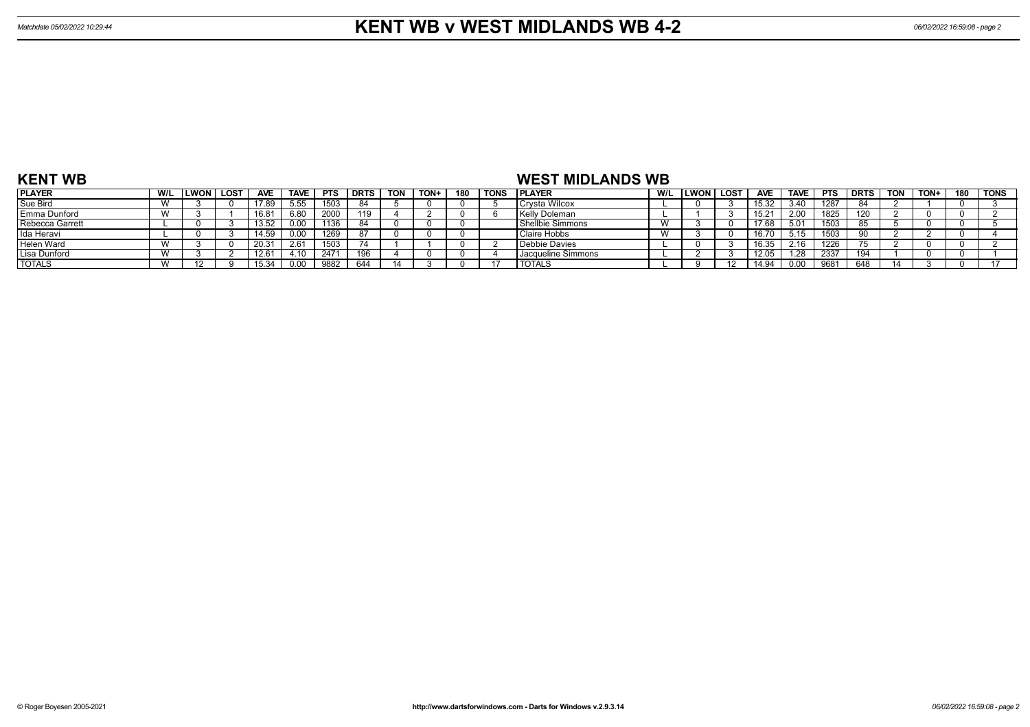# KENT WB v WEST MIDLANDS WB 4-2

## KENT WB

| PLAYER | W/L | LWON | LOST | AVE | TAVE | PTS | DRTS | TON | TON+ | 180 | TONS |
|---|---|---|---|---|---|---|---|---|---|---|---|
| Sue Bird | W | 3 | 0 | 17.89 | 5.55 | 1503 | 84 | 5 | 0 | 0 | 5 |
| Emma Dunford | W | 3 | 1 | 16.81 | 6.80 | 2000 | 119 | 4 | 2 | 0 | 6 |
| Rebecca Garrett | L | 0 | 3 | 13.52 | 0.00 | 1136 | 84 | 0 | 0 | 0 | |
| Ida Heravi | L | 0 | 3 | 14.59 | 0.00 | 1269 | 87 | 0 | 0 | 0 | |
| Helen Ward | W | 3 | 0 | 20.31 | 2.61 | 1503 | 74 | 1 | 1 | 0 | 2 |
| Lisa Dunford | W | 3 | 2 | 12.61 | 4.10 | 2471 | 196 | 4 | 0 | 0 | 4 |
| TOTALS | W | 12 | 9 | 15.34 | 0.00 | 9882 | 644 | 14 | 3 | 0 | 17 |

## WEST MIDLANDS WB

| PLAYER | W/L | LWON | LOST | AVE | TAVE | PTS | DRTS | TON | TON+ | 180 | TONS |
|---|---|---|---|---|---|---|---|---|---|---|---|
| Crysta Wilcox | L | 0 | 3 | 15.32 | 3.40 | 1287 | 84 | 2 | 1 | 0 | 3 |
| Kelly Doleman | L | 1 | 3 | 15.21 | 2.00 | 1825 | 120 | 2 | 0 | 0 | 2 |
| Shellbie Simmons | W | 3 | 0 | 17.68 | 5.01 | 1503 | 85 | 5 | 0 | 0 | 5 |
| Claire Hobbs | W | 3 | 0 | 16.70 | 5.15 | 1503 | 90 | 2 | 2 | 0 | 4 |
| Debbie Davies | L | 0 | 3 | 16.35 | 2.16 | 1226 | 75 | 2 | 0 | 0 | 2 |
| Jacqueline Simmons | L | 2 | 3 | 12.05 | 1.28 | 2337 | 194 | 1 | 0 | 0 | 1 |
| TOTALS | L | 9 | 12 | 14.94 | 0.00 | 9681 | 648 | 14 | 3 | 0 | 17 |